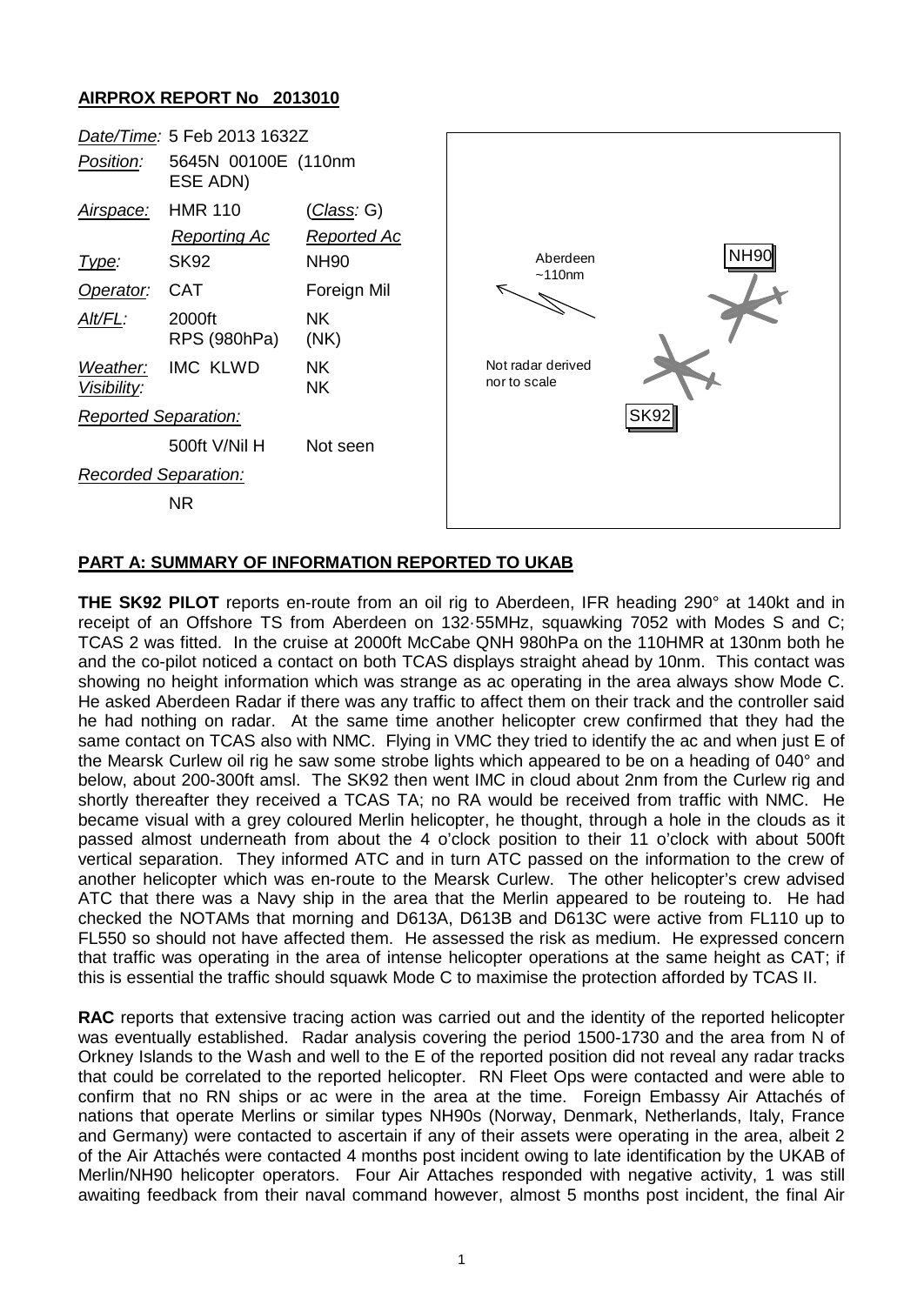# AIRPROX REPORT No 2013010

| | | |
|---|---|---|
| *Date/Time:* | 5 Feb 2013 1632Z | |
| *Position:* | 5645N 00100E (110nm ESE ADN) | |
| *Airspace:* | HMR 110 | (*Class:* G) |
| | *Reporting Ac* | *Reported Ac* |
| *Type:* | SK92 | NH90 |
| *Operator:* | CAT | Foreign Mil |
| *Alt/FL:* | 2000ft RPS (980hPa) | NK (NK) |
| *Weather:* | IMC KLWD | NK |
| *Visibility:* | | NK |
| *Reported Separation:* | | |
| | 500ft V/Nil H | Not seen |
| *Recorded Separation:* | | |
| | NR | |

Aberdeen ~110nm

Not radar derived nor to scale

NH90

SK92

## PART A: SUMMARY OF INFORMATION REPORTED TO UKAB

**THE SK92 PILOT** reports en-route from an oil rig to Aberdeen, IFR heading 290° at 140kt and in receipt of an Offshore TS from Aberdeen on 132·55MHz, squawking 7052 with Modes S and C; TCAS 2 was fitted. In the cruise at 2000ft McCabe QNH 980hPa on the 110HMR at 130nm both he and the co-pilot noticed a contact on both TCAS displays straight ahead by 10nm. This contact was showing no height information which was strange as ac operating in the area always show Mode C. He asked Aberdeen Radar if there was any traffic to affect them on their track and the controller said he had nothing on radar. At the same time another helicopter crew confirmed that they had the same contact on TCAS also with NMC. Flying in VMC they tried to identify the ac and when just E of the Mearsk Curlew oil rig he saw some strobe lights which appeared to be on a heading of 040° and below, about 200-300ft amsl. The SK92 then went IMC in cloud about 2nm from the Curlew rig and shortly thereafter they received a TCAS TA; no RA would be received from traffic with NMC. He became visual with a grey coloured Merlin helicopter, he thought, through a hole in the clouds as it passed almost underneath from about the 4 o'clock position to their 11 o'clock with about 500ft vertical separation. They informed ATC and in turn ATC passed on the information to the crew of another helicopter which was en-route to the Mearsk Curlew. The other helicopter's crew advised ATC that there was a Navy ship in the area that the Merlin appeared to be routeing to. He had checked the NOTAMs that morning and D613A, D613B and D613C were active from FL110 up to FL550 so should not have affected them. He assessed the risk as medium. He expressed concern that traffic was operating in the area of intense helicopter operations at the same height as CAT; if this is essential the traffic should squawk Mode C to maximise the protection afforded by TCAS II.

**RAC** reports that extensive tracing action was carried out and the identity of the reported helicopter was eventually established. Radar analysis covering the period 1500-1730 and the area from N of Orkney Islands to the Wash and well to the E of the reported position did not reveal any radar tracks that could be correlated to the reported helicopter. RN Fleet Ops were contacted and were able to confirm that no RN ships or ac were in the area at the time. Foreign Embassy Air Attachés of nations that operate Merlins or similar types NH90s (Norway, Denmark, Netherlands, Italy, France and Germany) were contacted to ascertain if any of their assets were operating in the area, albeit 2 of the Air Attachés were contacted 4 months post incident owing to late identification by the UKAB of Merlin/NH90 helicopter operators. Four Air Attaches responded with negative activity, 1 was still awaiting feedback from their naval command however, almost 5 months post incident, the final Air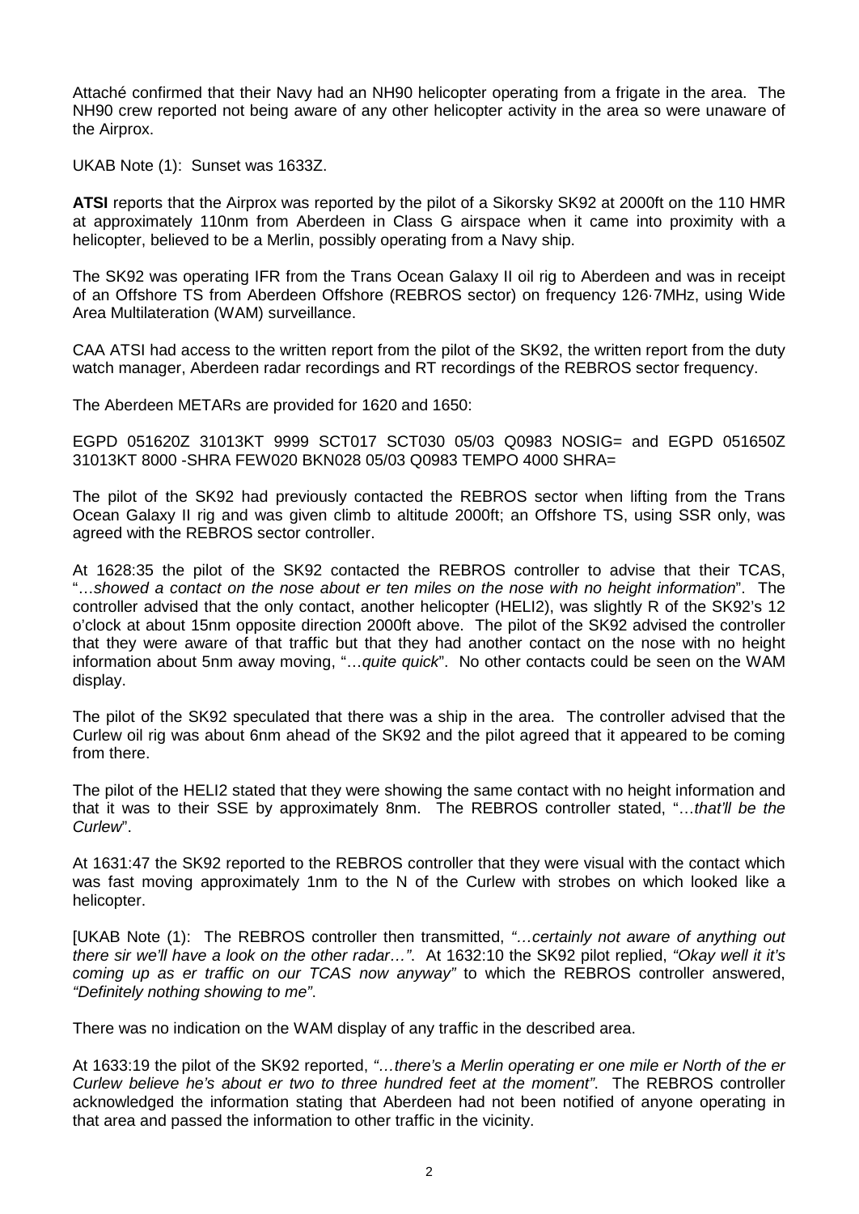Attaché confirmed that their Navy had an NH90 helicopter operating from a frigate in the area. The NH90 crew reported not being aware of any other helicopter activity in the area so were unaware of the Airprox.

UKAB Note (1): Sunset was 1633Z.

**ATSI** reports that the Airprox was reported by the pilot of a Sikorsky SK92 at 2000ft on the 110 HMR at approximately 110nm from Aberdeen in Class G airspace when it came into proximity with a helicopter, believed to be a Merlin, possibly operating from a Navy ship.

The SK92 was operating IFR from the Trans Ocean Galaxy II oil rig to Aberdeen and was in receipt of an Offshore TS from Aberdeen Offshore (REBROS sector) on frequency 126·7MHz, using Wide Area Multilateration (WAM) surveillance.

CAA ATSI had access to the written report from the pilot of the SK92, the written report from the duty watch manager, Aberdeen radar recordings and RT recordings of the REBROS sector frequency.

The Aberdeen METARs are provided for 1620 and 1650:

EGPD 051620Z 31013KT 9999 SCT017 SCT030 05/03 Q0983 NOSIG= and EGPD 051650Z 31013KT 8000 -SHRA FEW020 BKN028 05/03 Q0983 TEMPO 4000 SHRA=

The pilot of the SK92 had previously contacted the REBROS sector when lifting from the Trans Ocean Galaxy II rig and was given climb to altitude 2000ft; an Offshore TS, using SSR only, was agreed with the REBROS sector controller.

At 1628:35 the pilot of the SK92 contacted the REBROS controller to advise that their TCAS, "…*showed a contact on the nose about er ten miles on the nose with no height information*". The controller advised that the only contact, another helicopter (HELI2), was slightly R of the SK92's 12 o'clock at about 15nm opposite direction 2000ft above. The pilot of the SK92 advised the controller that they were aware of that traffic but that they had another contact on the nose with no height information about 5nm away moving, "…*quite quick*". No other contacts could be seen on the WAM display.

The pilot of the SK92 speculated that there was a ship in the area. The controller advised that the Curlew oil rig was about 6nm ahead of the SK92 and the pilot agreed that it appeared to be coming from there.

The pilot of the HELI2 stated that they were showing the same contact with no height information and that it was to their SSE by approximately 8nm. The REBROS controller stated, "…*that'll be the Curlew*".

At 1631:47 the SK92 reported to the REBROS controller that they were visual with the contact which was fast moving approximately 1nm to the N of the Curlew with strobes on which looked like a helicopter.

[UKAB Note (1): The REBROS controller then transmitted, *"…certainly not aware of anything out there sir we'll have a look on the other radar…"*. At 1632:10 the SK92 pilot replied, *"Okay well it it's coming up as er traffic on our TCAS now anyway"* to which the REBROS controller answered, *"Definitely nothing showing to me"*.

There was no indication on the WAM display of any traffic in the described area.

At 1633:19 the pilot of the SK92 reported, *"…there's a Merlin operating er one mile er North of the er Curlew believe he's about er two to three hundred feet at the moment"*. The REBROS controller acknowledged the information stating that Aberdeen had not been notified of anyone operating in that area and passed the information to other traffic in the vicinity.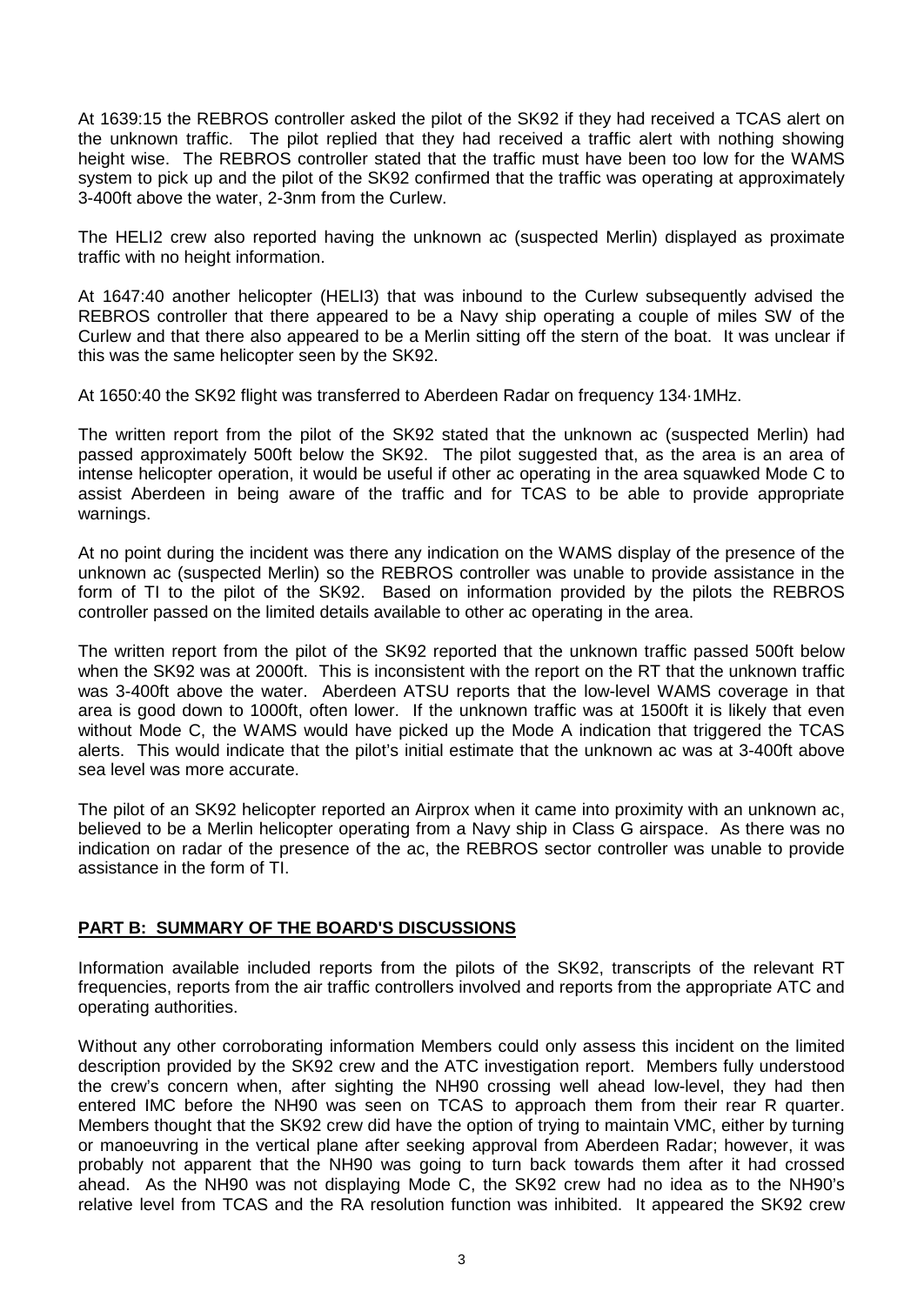At 1639:15 the REBROS controller asked the pilot of the SK92 if they had received a TCAS alert on the unknown traffic. The pilot replied that they had received a traffic alert with nothing showing height wise. The REBROS controller stated that the traffic must have been too low for the WAMS system to pick up and the pilot of the SK92 confirmed that the traffic was operating at approximately 3-400ft above the water, 2-3nm from the Curlew.

The HELI2 crew also reported having the unknown ac (suspected Merlin) displayed as proximate traffic with no height information.

At 1647:40 another helicopter (HELI3) that was inbound to the Curlew subsequently advised the REBROS controller that there appeared to be a Navy ship operating a couple of miles SW of the Curlew and that there also appeared to be a Merlin sitting off the stern of the boat. It was unclear if this was the same helicopter seen by the SK92.

At 1650:40 the SK92 flight was transferred to Aberdeen Radar on frequency 134·1MHz.

The written report from the pilot of the SK92 stated that the unknown ac (suspected Merlin) had passed approximately 500ft below the SK92. The pilot suggested that, as the area is an area of intense helicopter operation, it would be useful if other ac operating in the area squawked Mode C to assist Aberdeen in being aware of the traffic and for TCAS to be able to provide appropriate warnings.

At no point during the incident was there any indication on the WAMS display of the presence of the unknown ac (suspected Merlin) so the REBROS controller was unable to provide assistance in the form of TI to the pilot of the SK92. Based on information provided by the pilots the REBROS controller passed on the limited details available to other ac operating in the area.

The written report from the pilot of the SK92 reported that the unknown traffic passed 500ft below when the SK92 was at 2000ft. This is inconsistent with the report on the RT that the unknown traffic was 3-400ft above the water. Aberdeen ATSU reports that the low-level WAMS coverage in that area is good down to 1000ft, often lower. If the unknown traffic was at 1500ft it is likely that even without Mode C, the WAMS would have picked up the Mode A indication that triggered the TCAS alerts. This would indicate that the pilot's initial estimate that the unknown ac was at 3-400ft above sea level was more accurate.

The pilot of an SK92 helicopter reported an Airprox when it came into proximity with an unknown ac, believed to be a Merlin helicopter operating from a Navy ship in Class G airspace. As there was no indication on radar of the presence of the ac, the REBROS sector controller was unable to provide assistance in the form of TI.

## PART B: SUMMARY OF THE BOARD'S DISCUSSIONS

Information available included reports from the pilots of the SK92, transcripts of the relevant RT frequencies, reports from the air traffic controllers involved and reports from the appropriate ATC and operating authorities.

Without any other corroborating information Members could only assess this incident on the limited description provided by the SK92 crew and the ATC investigation report. Members fully understood the crew's concern when, after sighting the NH90 crossing well ahead low-level, they had then entered IMC before the NH90 was seen on TCAS to approach them from their rear R quarter. Members thought that the SK92 crew did have the option of trying to maintain VMC, either by turning or manoeuvring in the vertical plane after seeking approval from Aberdeen Radar; however, it was probably not apparent that the NH90 was going to turn back towards them after it had crossed ahead. As the NH90 was not displaying Mode C, the SK92 crew had no idea as to the NH90's relative level from TCAS and the RA resolution function was inhibited. It appeared the SK92 crew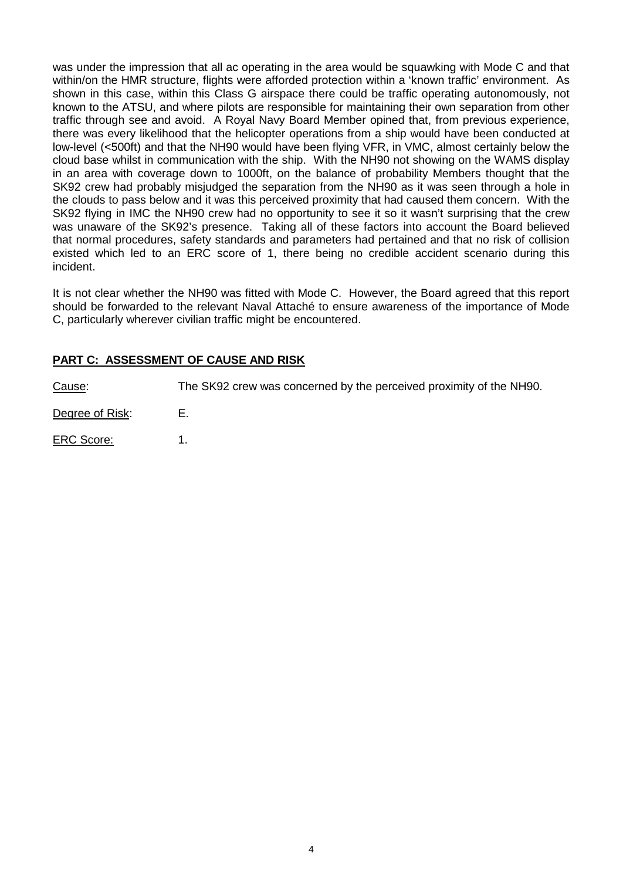was under the impression that all ac operating in the area would be squawking with Mode C and that within/on the HMR structure, flights were afforded protection within a 'known traffic' environment. As shown in this case, within this Class G airspace there could be traffic operating autonomously, not known to the ATSU, and where pilots are responsible for maintaining their own separation from other traffic through see and avoid. A Royal Navy Board Member opined that, from previous experience, there was every likelihood that the helicopter operations from a ship would have been conducted at low-level (<500ft) and that the NH90 would have been flying VFR, in VMC, almost certainly below the cloud base whilst in communication with the ship. With the NH90 not showing on the WAMS display in an area with coverage down to 1000ft, on the balance of probability Members thought that the SK92 crew had probably misjudged the separation from the NH90 as it was seen through a hole in the clouds to pass below and it was this perceived proximity that had caused them concern. With the SK92 flying in IMC the NH90 crew had no opportunity to see it so it wasn't surprising that the crew was unaware of the SK92's presence. Taking all of these factors into account the Board believed that normal procedures, safety standards and parameters had pertained and that no risk of collision existed which led to an ERC score of 1, there being no credible accident scenario during this incident.

It is not clear whether the NH90 was fitted with Mode C. However, the Board agreed that this report should be forwarded to the relevant Naval Attaché to ensure awareness of the importance of Mode C, particularly wherever civilian traffic might be encountered.

## PART C: ASSESSMENT OF CAUSE AND RISK

Cause: The SK92 crew was concerned by the perceived proximity of the NH90.

Degree of Risk: E.

ERC Score: 1.